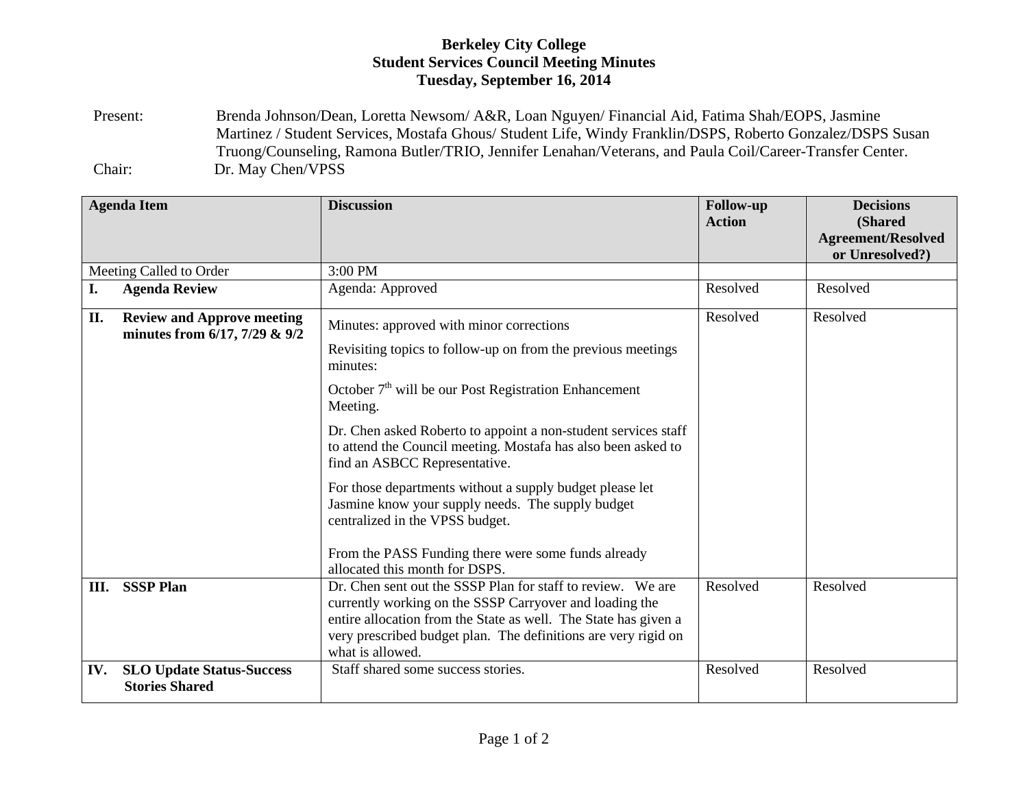**Berkeley City College**
**Student Services Council Meeting Minutes**
**Tuesday, September 16, 2014**

Present: Brenda Johnson/Dean, Loretta Newsom/ A&R, Loan Nguyen/ Financial Aid, Fatima Shah/EOPS, Jasmine Martinez / Student Services, Mostafa Ghous/ Student Life, Windy Franklin/DSPS, Roberto Gonzalez/DSPS Susan Truong/Counseling, Ramona Butler/TRIO, Jennifer Lenahan/Veterans, and Paula Coil/Career-Transfer Center.

Chair: Dr. May Chen/VPSS

| Agenda Item | Discussion | Follow-up Action | Decisions (Shared Agreement/Resolved or Unresolved?) |
|---|---|---|---|
| Meeting Called to Order | 3:00 PM | | |
| **I. Agenda Review** | Agenda: Approved | Resolved | Resolved |
| **II. Review and Approve meeting minutes from 6/17, 7/29 & 9/2** | Minutes: approved with minor corrections<br><br>Revisiting topics to follow-up on from the previous meetings minutes:<br><br>October 7th will be our Post Registration Enhancement Meeting.<br><br>Dr. Chen asked Roberto to appoint a non-student services staff to attend the Council meeting. Mostafa has also been asked to find an ASBCC Representative.<br><br>For those departments without a supply budget please let Jasmine know your supply needs. The supply budget centralized in the VPSS budget.<br><br>From the PASS Funding there were some funds already allocated this month for DSPS. | Resolved | Resolved |
| **III. SSSP Plan** | Dr. Chen sent out the SSSP Plan for staff to review. We are currently working on the SSSP Carryover and loading the entire allocation from the State as well. The State has given a very prescribed budget plan. The definitions are very rigid on what is allowed. | Resolved | Resolved |
| **IV. SLO Update Status-Success Stories Shared** | Staff shared some success stories. | Resolved | Resolved |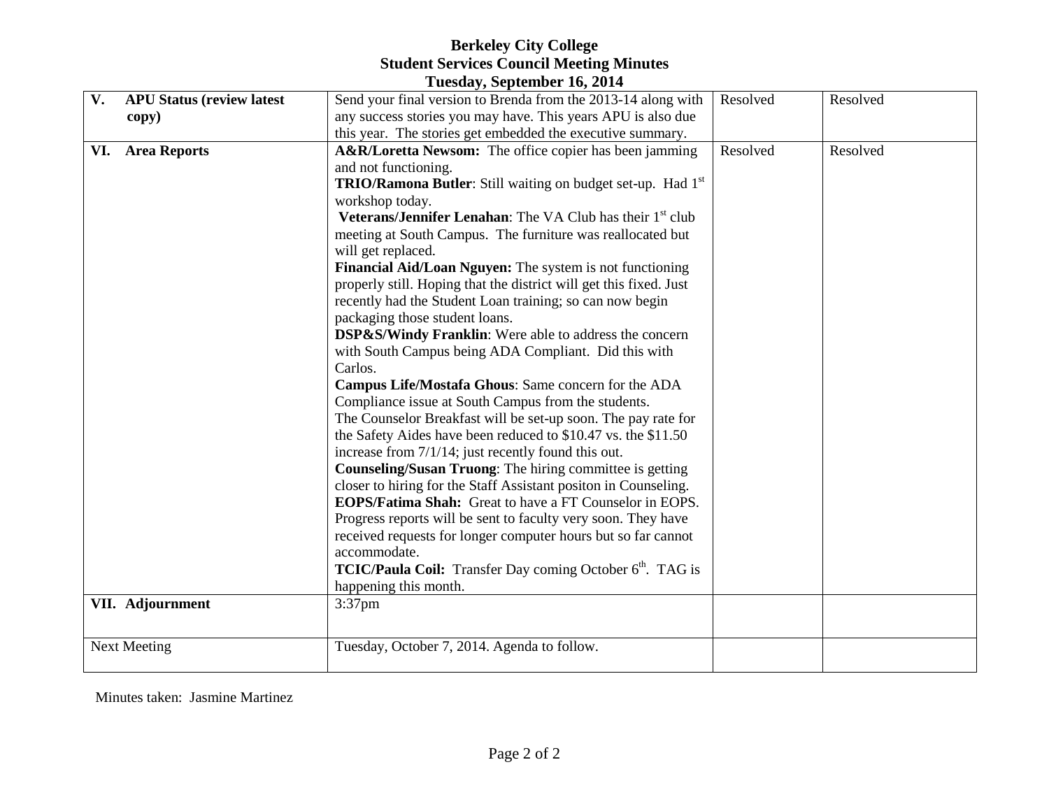# Berkeley City College
## Student Services Council Meeting Minutes
### Tuesday, September 16, 2014

| | | | |
|---|---|---|---|
| **V. APU Status (review latest copy)** | Send your final version to Brenda from the 2013-14 along with any success stories you may have. This years APU is also due this year. The stories get embedded the executive summary. | Resolved | Resolved |
| **VI. Area Reports** | **A&R/Loretta Newsom:** The office copier has been jamming and not functioning. **TRIO/Ramona Butler**: Still waiting on budget set-up. Had 1st workshop today. **Veterans/Jennifer Lenahan**: The VA Club has their 1st club meeting at South Campus. The furniture was reallocated but will get replaced. **Financial Aid/Loan Nguyen:** The system is not functioning properly still. Hoping that the district will get this fixed. Just recently had the Student Loan training; so can now begin packaging those student loans. **DSP&S/Windy Franklin**: Were able to address the concern with South Campus being ADA Compliant. Did this with Carlos. **Campus Life/Mostafa Ghous**: Same concern for the ADA Compliance issue at South Campus from the students. The Counselor Breakfast will be set-up soon. The pay rate for the Safety Aides have been reduced to \$10.47 vs. the \$11.50 increase from 7/1/14; just recently found this out. **Counseling/Susan Truong**: The hiring committee is getting closer to hiring for the Staff Assistant positon in Counseling. **EOPS/Fatima Shah:** Great to have a FT Counselor in EOPS. Progress reports will be sent to faculty very soon. They have received requests for longer computer hours but so far cannot accommodate. **TCIC/Paula Coil:** Transfer Day coming October 6th. TAG is happening this month. | Resolved | Resolved |
| **VII. Adjournment** | 3:37pm | | |
| Next Meeting | Tuesday, October 7, 2014. Agenda to follow. | | |

Minutes taken: Jasmine Martinez